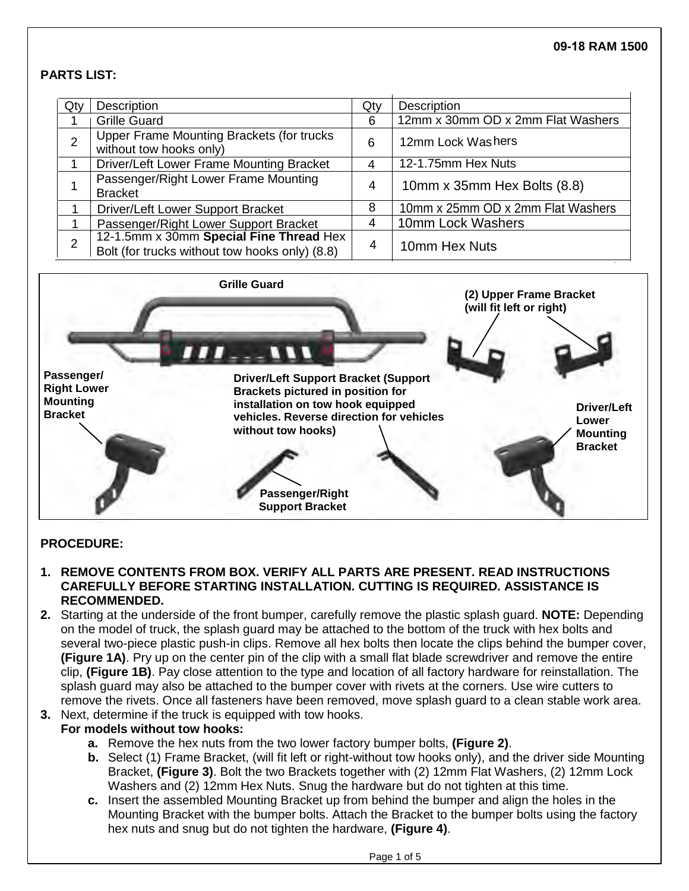**09-18 RAM 1500**

**PARTS LIST:**

| Qty | Description | Qty | Description |
|---|---|---|---|
| 1 | Grille Guard | 6 | 12mm x 30mm OD x 2mm Flat Washers |
| 2 | Upper Frame Mounting Brackets (for trucks without tow hooks only) | 6 | 12mm Lock Washers |
| 1 | Driver/Left Lower Frame Mounting Bracket | 4 | 12-1.75mm Hex Nuts |
| 1 | Passenger/Right Lower Frame Mounting Bracket | 4 | 10mm x 35mm Hex Bolts (8.8) |
| 1 | Driver/Left Lower Support Bracket | 8 | 10mm x 25mm OD x 2mm Flat Washers |
| 1 | Passenger/Right Lower Support Bracket | 4 | 10mm Lock Washers |
| 2 | 12-1.5mm x 30mm **Special Fine Thread** Hex Bolt (for trucks without tow hooks only) (8.8) | 4 | 10mm Hex Nuts |

Grille Guard

(2) Upper Frame Bracket (will fit left or right)

Passenger/Right Lower Mounting Bracket

Driver/Left Support Bracket (Support Brackets pictured in position for installation on tow hook equipped vehicles. Reverse direction for vehicles without tow hooks)

Driver/Left Lower Mounting Bracket

Passenger/Right Support Bracket

**PROCEDURE:**

1. **REMOVE CONTENTS FROM BOX. VERIFY ALL PARTS ARE PRESENT. READ INSTRUCTIONS CAREFULLY BEFORE STARTING INSTALLATION. CUTTING IS REQUIRED. ASSISTANCE IS RECOMMENDED.**
2. Starting at the underside of the front bumper, carefully remove the plastic splash guard. **NOTE:** Depending on the model of truck, the splash guard may be attached to the bottom of the truck with hex bolts and several two-piece plastic push-in clips. Remove all hex bolts then locate the clips behind the bumper cover, **(Figure 1A)**. Pry up on the center pin of the clip with a small flat blade screwdriver and remove the entire clip, **(Figure 1B)**. Pay close attention to the type and location of all factory hardware for reinstallation. The splash guard may also be attached to the bumper cover with rivets at the corners. Use wire cutters to remove the rivets. Once all fasteners have been removed, move splash guard to a clean stable work area.
3. Next, determine if the truck is equipped with tow hooks.
   **For models without tow hooks:**
   a. Remove the hex nuts from the two lower factory bumper bolts, **(Figure 2)**.
   b. Select (1) Frame Bracket, (will fit left or right-without tow hooks only), and the driver side Mounting Bracket, **(Figure 3)**. Bolt the two Brackets together with (2) 12mm Flat Washers, (2) 12mm Lock Washers and (2) 12mm Hex Nuts. Snug the hardware but do not tighten at this time.
   c. Insert the assembled Mounting Bracket up from behind the bumper and align the holes in the Mounting Bracket with the bumper bolts. Attach the Bracket to the bumper bolts using the factory hex nuts and snug but do not tighten the hardware, **(Figure 4)**.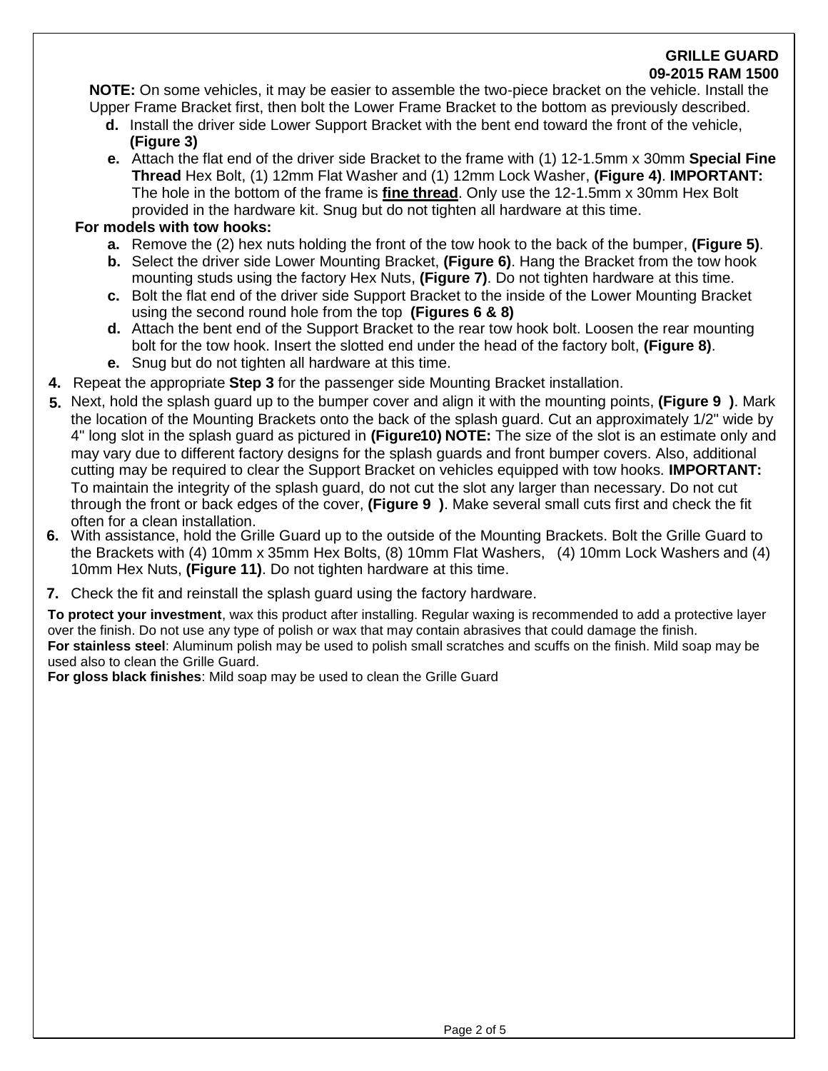**NOTE:** On some vehicles, it may be easier to assemble the two-piece bracket on the vehicle. Install the Upper Frame Bracket first, then bolt the Lower Frame Bracket to the bottom as previously described.

- **d.** Install the driver side Lower Support Bracket with the bent end toward the front of the vehicle, **(Figure 3)**
- **e.** Attach the flat end of the driver side Bracket to the frame with (1) 12-1.5mm x 30mm **Special Fine Thread** Hex Bolt, (1) 12mm Flat Washer and (1) 12mm Lock Washer, **(Figure 4)**. **IMPORTANT:** The hole in the bottom of the frame is **fine thread**. Only use the 12-1.5mm x 30mm Hex Bolt provided in the hardware kit. Snug but do not tighten all hardware at this time.

**For models with tow hooks:**

- **a.** Remove the (2) hex nuts holding the front of the tow hook to the back of the bumper, **(Figure 5)**.
- **b.** Select the driver side Lower Mounting Bracket, **(Figure 6)**. Hang the Bracket from the tow hook mounting studs using the factory Hex Nuts, **(Figure 7)**. Do not tighten hardware at this time.
- **c.** Bolt the flat end of the driver side Support Bracket to the inside of the Lower Mounting Bracket using the second round hole from the top **(Figures 6 & 8)**
- **d.** Attach the bent end of the Support Bracket to the rear tow hook bolt. Loosen the rear mounting bolt for the tow hook. Insert the slotted end under the head of the factory bolt, **(Figure 8)**.
- **e.** Snug but do not tighten all hardware at this time.

**4.** Repeat the appropriate **Step 3** for the passenger side Mounting Bracket installation.

**5.** Next, hold the splash guard up to the bumper cover and align it with the mounting points, **(Figure 9 )**. Mark the location of the Mounting Brackets onto the back of the splash guard. Cut an approximately 1/2" wide by 4" long slot in the splash guard as pictured in **(Figure10) NOTE:** The size of the slot is an estimate only and may vary due to different factory designs for the splash guards and front bumper covers. Also, additional cutting may be required to clear the Support Bracket on vehicles equipped with tow hooks. **IMPORTANT:** To maintain the integrity of the splash guard, do not cut the slot any larger than necessary. Do not cut through the front or back edges of the cover, **(Figure 9 )**. Make several small cuts first and check the fit often for a clean installation.

**6.** With assistance, hold the Grille Guard up to the outside of the Mounting Brackets. Bolt the Grille Guard to the Brackets with (4) 10mm x 35mm Hex Bolts, (8) 10mm Flat Washers, (4) 10mm Lock Washers and (4) 10mm Hex Nuts, **(Figure 11)**. Do not tighten hardware at this time.

**7.** Check the fit and reinstall the splash guard using the factory hardware.

**To protect your investment**, wax this product after installing. Regular waxing is recommended to add a protective layer over the finish. Do not use any type of polish or wax that may contain abrasives that could damage the finish.
**For stainless steel**: Aluminum polish may be used to polish small scratches and scuffs on the finish. Mild soap may be used also to clean the Grille Guard.
**For gloss black finishes**: Mild soap may be used to clean the Grille Guard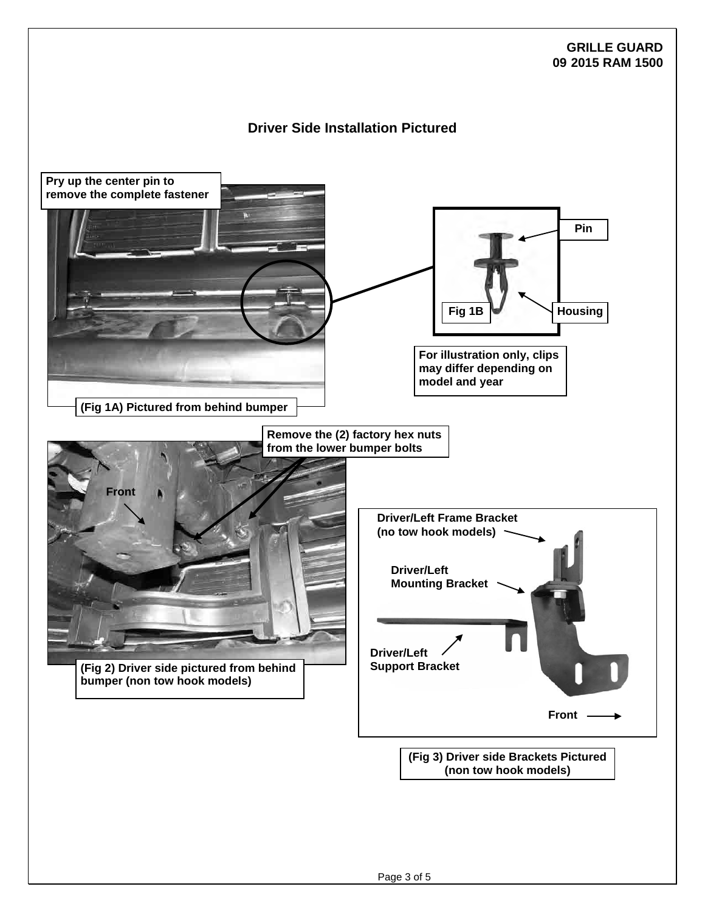## Driver Side Installation Pictured

**Pry up the center pin to remove the complete fastener**

**(Fig 1A) Pictured from behind bumper**

**Pin**

**Fig 1B**

**Housing**

**For illustration only, clips may differ depending on model and year**

**Remove the (2) factory hex nuts from the lower bumper bolts**

**Front**

**(Fig 2) Driver side pictured from behind bumper (non tow hook models)**

**Driver/Left Frame Bracket (no tow hook models)**

**Driver/Left Mounting Bracket**

**Driver/Left Support Bracket**

**Front**

**(Fig 3) Driver side Brackets Pictured (non tow hook models)**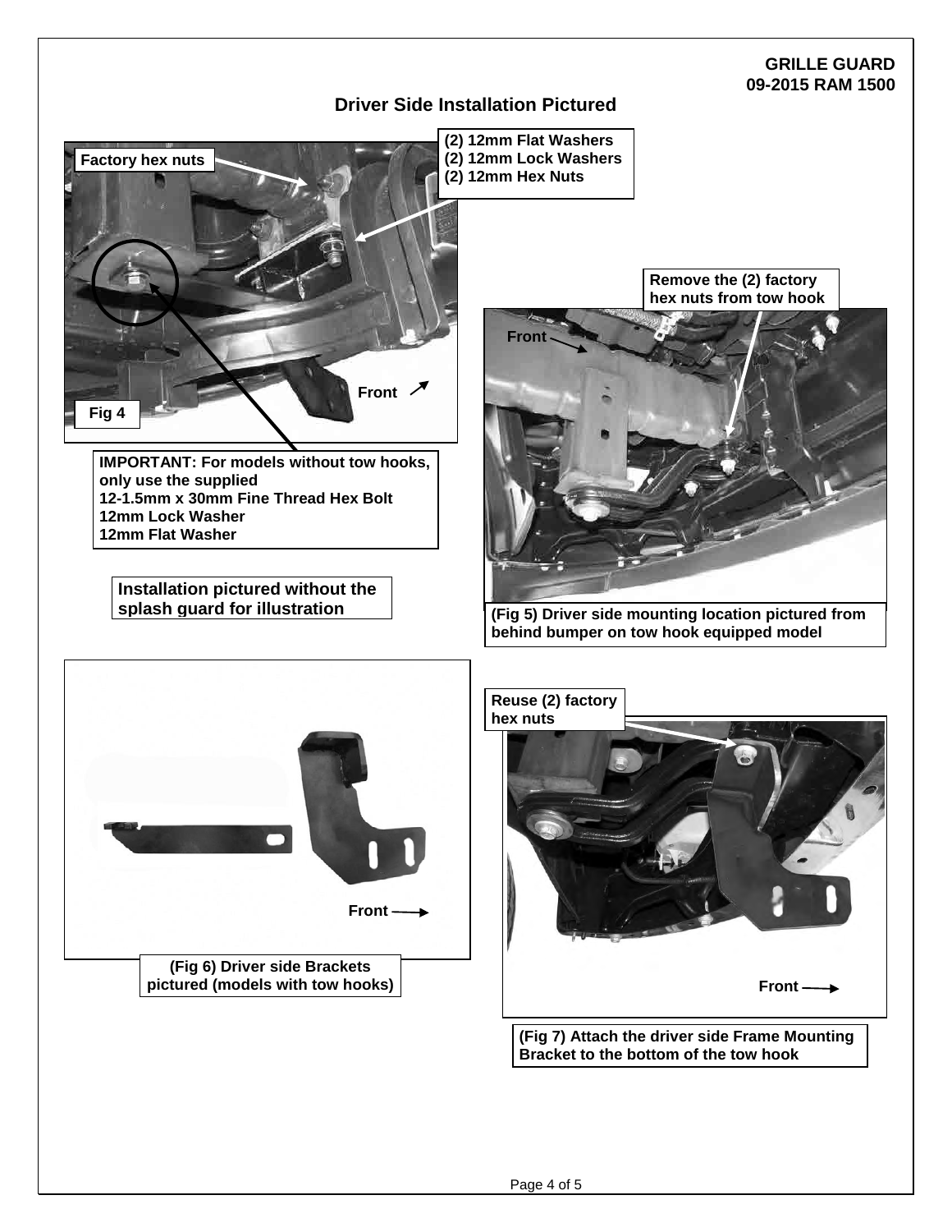## Driver Side Installation Pictured

Factory hex nuts

(2) 12mm Flat Washers
(2) 12mm Lock Washers
(2) 12mm Hex Nuts

Front

Fig 4

**IMPORTANT: For models without tow hooks, only use the supplied**
**12-1.5mm x 30mm Fine Thread Hex Bolt**
**12mm Lock Washer**
**12mm Flat Washer**

**Installation pictured without the splash guard for illustration**

Remove the (2) factory hex nuts from tow hook

Front

**(Fig 5) Driver side mounting location pictured from behind bumper on tow hook equipped model**

Front

**(Fig 6) Driver side Brackets pictured (models with tow hooks)**

Reuse (2) factory hex nuts

Front

**(Fig 7) Attach the driver side Frame Mounting Bracket to the bottom of the tow hook**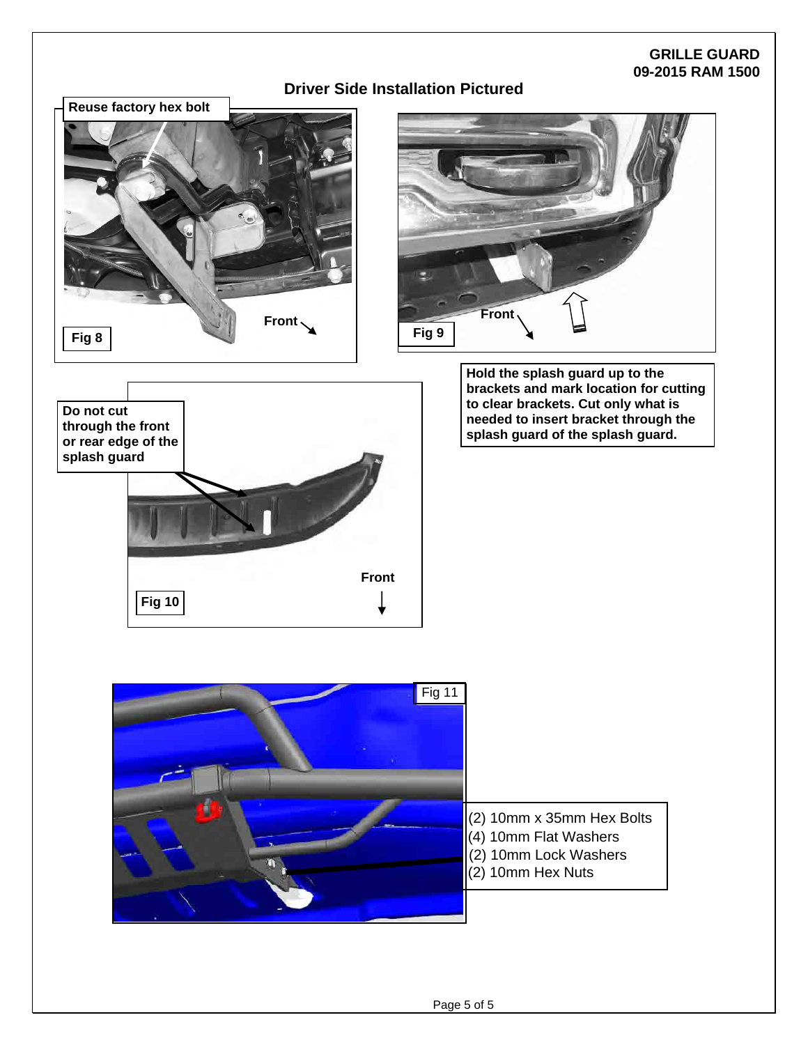**GRILLE GUARD**
**09-2015 RAM 1500**

## Driver Side Installation Pictured

**Reuse factory hex bolt**

Front

**Fig 8**

Front

**Fig 9**

**Hold the splash guard up to the brackets and mark location for cutting to clear brackets. Cut only what is needed to insert bracket through the splash guard of the splash guard.**

**Do not cut through the front or rear edge of the splash guard**

Front

**Fig 10**

Fig 11

(2) 10mm x 35mm Hex Bolts
(4) 10mm Flat Washers
(2) 10mm Lock Washers
(2) 10mm Hex Nuts